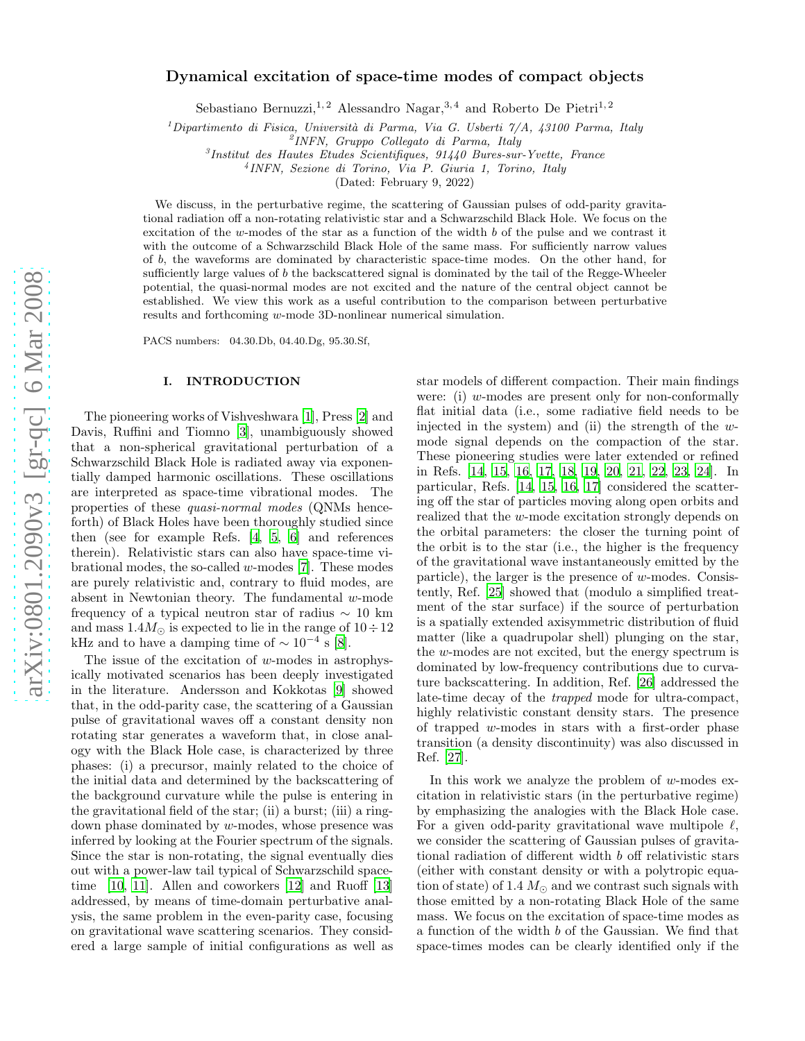# Dynamical excitation of space-time modes of compact objects

Sebastiano Bernuzzi,[1,2] Alessandro Nagar,[3,4] and Roberto De Pietri[1,2]

[1]Dipartimento di Fisica, Università di Parma, Via G. Usberti 7/A, 43100 Parma, Italy
[2]INFN, Gruppo Collegato di Parma, Italy
[3]Institut des Hautes Etudes Scientifiques, 91440 Bures-sur-Yvette, France
[4]INFN, Sezione di Torino, Via P. Giuria 1, Torino, Italy

(Dated: February 9, 2022)

We discuss, in the perturbative regime, the scattering of Gaussian pulses of odd-parity gravitational radiation off a non-rotating relativistic star and a Schwarzschild Black Hole. We focus on the excitation of the $w$-modes of the star as a function of the width $b$ of the pulse and we contrast it with the outcome of a Schwarzschild Black Hole of the same mass. For sufficiently narrow values of $b$, the waveforms are dominated by characteristic space-time modes. On the other hand, for sufficiently large values of $b$ the backscattered signal is dominated by the tail of the Regge-Wheeler potential, the quasi-normal modes are not excited and the nature of the central object cannot be established. We view this work as a useful contribution to the comparison between perturbative results and forthcoming $w$-mode 3D-nonlinear numerical simulation.

PACS numbers: 04.30.Db, 04.40.Dg, 95.30.Sf,

## I. INTRODUCTION

The pioneering works of Vishveshwara [1], Press [2] and Davis, Ruffini and Tiomno [3], unambiguously showed that a non-spherical gravitational perturbation of a Schwarzschild Black Hole is radiated away via exponentially damped harmonic oscillations. These oscillations are interpreted as space-time vibrational modes. The properties of these *quasi-normal modes* (QNMs henceforth) of Black Holes have been thoroughly studied since then (see for example Refs. [4, 5, 6] and references therein). Relativistic stars can also have space-time vibrational modes, the so-called $w$-modes [7]. These modes are purely relativistic and, contrary to fluid modes, are absent in Newtonian theory. The fundamental $w$-mode frequency of a typical neutron star of radius $\sim 10$ km and mass $1.4M_{\odot}$ is expected to lie in the range of $10 \div 12$ kHz and to have a damping time of $\sim 10^{-4}$ s [8].

The issue of the excitation of $w$-modes in astrophysically motivated scenarios has been deeply investigated in the literature. Andersson and Kokkotas [9] showed that, in the odd-parity case, the scattering of a Gaussian pulse of gravitational waves off a constant density non rotating star generates a waveform that, in close analogy with the Black Hole case, is characterized by three phases: (i) a precursor, mainly related to the choice of the initial data and determined by the backscattering of the background curvature while the pulse is entering in the gravitational field of the star; (ii) a burst; (iii) a ringdown phase dominated by $w$-modes, whose presence was inferred by looking at the Fourier spectrum of the signals. Since the star is non-rotating, the signal eventually dies out with a power-law tail typical of Schwarzschild spacetime [10, 11]. Allen and coworkers [12] and Ruoff [13] addressed, by means of time-domain perturbative analysis, the same problem in the even-parity case, focusing on gravitational wave scattering scenarios. They considered a large sample of initial configurations as well as star models of different compaction. Their main findings were: (i) $w$-modes are present only for non-conformally flat initial data (i.e., some radiative field needs to be injected in the system) and (ii) the strength of the $w$-mode signal depends on the compaction of the star. These pioneering studies were later extended or refined in Refs. [14, 15, 16, 17, 18, 19, 20, 21, 22, 23, 24]. In particular, Refs. [14, 15, 16, 17] considered the scattering off the star of particles moving along open orbits and realized that the $w$-mode excitation strongly depends on the orbital parameters: the closer the turning point of the orbit is to the star (i.e., the higher is the frequency of the gravitational wave instantaneously emitted by the particle), the larger is the presence of $w$-modes. Consistently, Ref. [25] showed that (modulo a simplified treatment of the star surface) if the source of perturbation is a spatially extended axisymmetric distribution of fluid matter (like a quadrupolar shell) plunging on the star, the $w$-modes are not excited, but the energy spectrum is dominated by low-frequency contributions due to curvature backscattering. In addition, Ref. [26] addressed the late-time decay of the *trapped* mode for ultra-compact, highly relativistic constant density stars. The presence of trapped $w$-modes in stars with a first-order phase transition (a density discontinuity) was also discussed in Ref. [27].

In this work we analyze the problem of $w$-modes excitation in relativistic stars (in the perturbative regime) by emphasizing the analogies with the Black Hole case. For a given odd-parity gravitational wave multipole $\ell$, we consider the scattering of Gaussian pulses of gravitational radiation of different width $b$ off relativistic stars (either with constant density or with a polytropic equation of state) of 1.4 $M_{\odot}$ and we contrast such signals with those emitted by a non-rotating Black Hole of the same mass. We focus on the excitation of space-time modes as a function of the width $b$ of the Gaussian. We find that space-times modes can be clearly identified only if the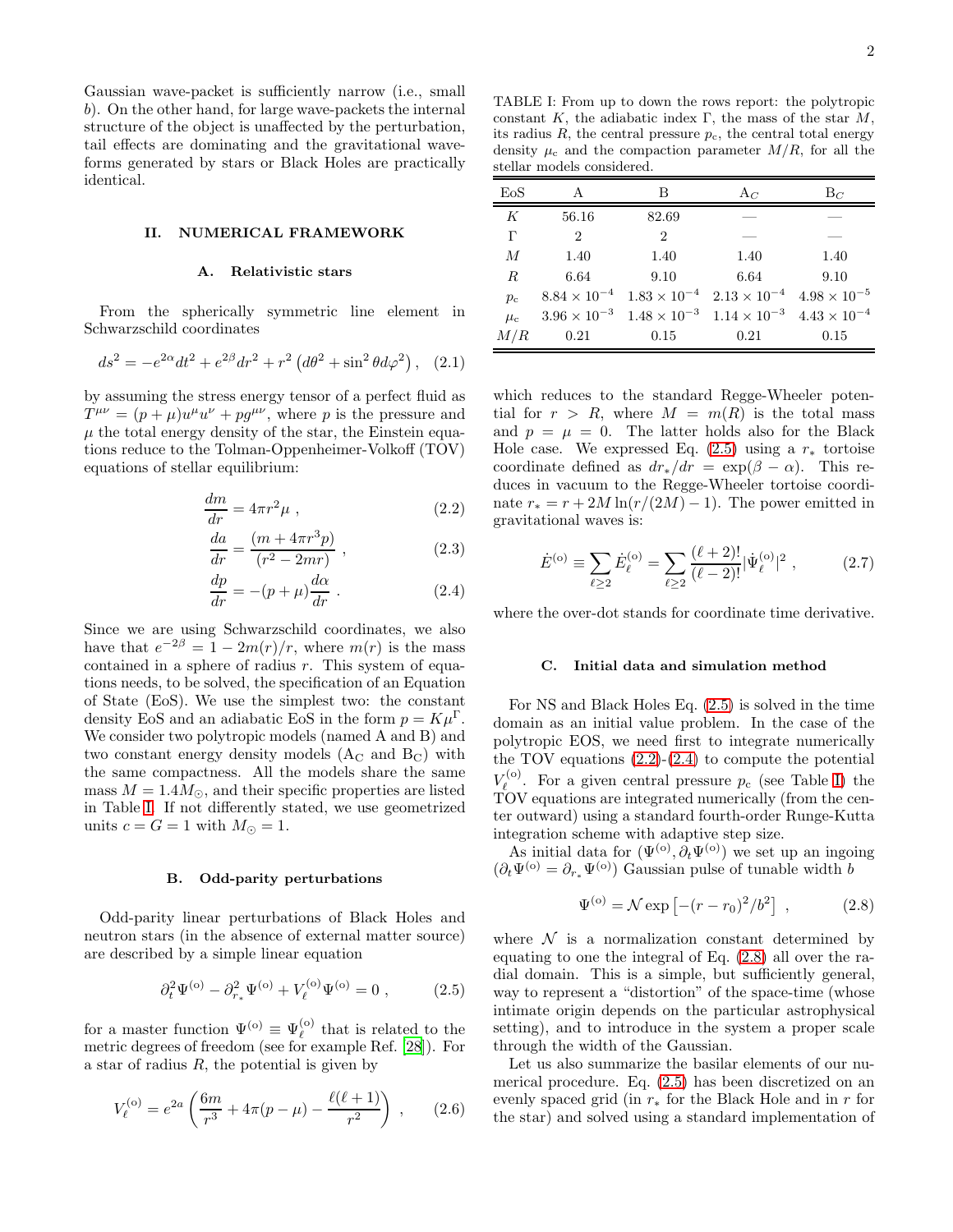Gaussian wave-packet is sufficiently narrow (i.e., small $b$). On the other hand, for large wave-packets the internal structure of the object is unaffected by the perturbation, tail effects are dominating and the gravitational waveforms generated by stars or Black Holes are practically identical.

## II. NUMERICAL FRAMEWORK

### A. Relativistic stars

From the spherically symmetric line element in Schwarzschild coordinates

$$ds^2 = -e^{2\alpha}dt^2 + e^{2\beta}dr^2 + r^2\left(d\theta^2 + \sin^2\theta d\varphi^2\right), \quad (2.1)$$

by assuming the stress energy tensor of a perfect fluid as $T^{\mu\nu} = (p+\mu)u^\mu u^\nu + pg^{\mu\nu}$, where $p$ is the pressure and $\mu$ the total energy density of the star, the Einstein equations reduce to the Tolman-Oppenheimer-Volkoff (TOV) equations of stellar equilibrium:

$$\frac{dm}{dr} = 4\pi r^2 \mu \ , \quad (2.2)$$

$$\frac{da}{dr} = \frac{(m + 4\pi r^3 p)}{(r^2 - 2mr)} \ , \quad (2.3)$$

$$\frac{dp}{dr} = -(p+\mu)\frac{d\alpha}{dr} \ . \quad (2.4)$$

Since we are using Schwarzschild coordinates, we also have that $e^{-2\beta} = 1 - 2m(r)/r$, where $m(r)$ is the mass contained in a sphere of radius $r$. This system of equations needs, to be solved, the specification of an Equation of State (EoS). We use the simplest two: the constant density EoS and an adiabatic EoS in the form $p = K\mu^\Gamma$. We consider two polytropic models (named A and B) and two constant energy density models ($A_C$ and $B_C$) with the same compactness. All the models share the same mass $M = 1.4M_\odot$, and their specific properties are listed in Table I. If not differently stated, we use geometrized units $c = G = 1$ with $M_\odot = 1$.

TABLE I: From up to down the rows report: the polytropic constant $K$, the adiabatic index $\Gamma$, the mass of the star $M$, its radius $R$, the central pressure $p_c$, the central total energy density $\mu_c$ and the compaction parameter $M/R$, for all the stellar models considered.

| EoS | A | B | $A_C$ | $B_C$ |
|---|---|---|---|---|
| $K$ | 56.16 | 82.69 | — | — |
| $\Gamma$ | 2 | 2 | — | — |
| $M$ | 1.40 | 1.40 | 1.40 | 1.40 |
| $R$ | 6.64 | 9.10 | 6.64 | 9.10 |
| $p_c$ | $8.84 \times 10^{-4}$ | $1.83 \times 10^{-4}$ | $2.13 \times 10^{-4}$ | $4.98 \times 10^{-5}$ |
| $\mu_c$ | $3.96 \times 10^{-3}$ | $1.48 \times 10^{-3}$ | $1.14 \times 10^{-3}$ | $4.43 \times 10^{-4}$ |
| $M/R$ | 0.21 | 0.15 | 0.21 | 0.15 |

### B. Odd-parity perturbations

Odd-parity linear perturbations of Black Holes and neutron stars (in the absence of external matter source) are described by a simple linear equation

$$\partial_t^2\Psi^{(o)} - \partial_{r_*}^2\Psi^{(o)} + V_\ell^{(o)}\Psi^{(o)} = 0 \ , \quad (2.5)$$

for a master function $\Psi^{(o)} \equiv \Psi_\ell^{(o)}$ that is related to the metric degrees of freedom (see for example Ref. [28]). For a star of radius $R$, the potential is given by

$$V_\ell^{(o)} = e^{2a}\left(\frac{6m}{r^3} + 4\pi(p-\mu) - \frac{\ell(\ell+1)}{r^2}\right) \ , \quad (2.6)$$

which reduces to the standard Regge-Wheeler potential for $r > R$, where $M = m(R)$ is the total mass and $p = \mu = 0$. The latter holds also for the Black Hole case. We expressed Eq. (2.5) using a $r_*$ tortoise coordinate defined as $dr_*/dr = \exp(\beta - \alpha)$. This reduces in vacuum to the Regge-Wheeler tortoise coordinate $r_* = r + 2M\ln(r/(2M) - 1)$. The power emitted in gravitational waves is:

$$\dot{E}^{(o)} \equiv \sum_{\ell\geq 2}\dot{E}_\ell^{(o)} = \sum_{\ell\geq 2}\frac{(\ell+2)!}{(\ell-2)!}|\dot{\Psi}_\ell^{(o)}|^2 \ , \quad (2.7)$$

where the over-dot stands for coordinate time derivative.

### C. Initial data and simulation method

For NS and Black Holes Eq. (2.5) is solved in the time domain as an initial value problem. In the case of the polytropic EOS, we need first to integrate numerically the TOV equations (2.2)-(2.4) to compute the potential $V_\ell^{(o)}$. For a given central pressure $p_c$ (see Table I) the TOV equations are integrated numerically (from the center outward) using a standard fourth-order Runge-Kutta integration scheme with adaptive step size.

As initial data for $(\Psi^{(o)}, \partial_t\Psi^{(o)})$ we set up an ingoing $(\partial_t\Psi^{(o)} = \partial_{r_*}\Psi^{(o)})$ Gaussian pulse of tunable width $b$

$$\Psi^{(o)} = \mathcal{N}\exp\left[-(r-r_0)^2/b^2\right] \ , \quad (2.8)$$

where $\mathcal{N}$ is a normalization constant determined by equating to one the integral of Eq. (2.8) all over the radial domain. This is a simple, but sufficiently general, way to represent a "distortion" of the space-time (whose intimate origin depends on the particular astrophysical setting), and to introduce in the system a proper scale through the width of the Gaussian.

Let us also summarize the basilar elements of our numerical procedure. Eq. (2.5) has been discretized on an evenly spaced grid (in $r_*$ for the Black Hole and in $r$ for the star) and solved using a standard implementation of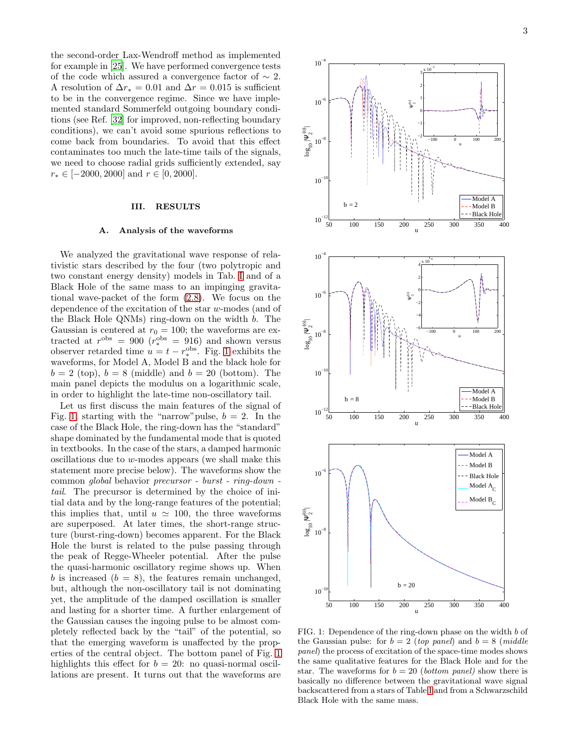the second-order Lax-Wendroff method as implemented for example in [25]. We have performed convergence tests of the code which assured a convergence factor of $\sim 2$. A resolution of $\Delta r_* = 0.01$ and $\Delta r = 0.015$ is sufficient to be in the convergence regime. Since we have implemented standard Sommerfeld outgoing boundary conditions (see Ref. [32] for improved, non-reflecting boundary conditions), we can't avoid some spurious reflections to come back from boundaries. To avoid that this effect contaminates too much the late-time tails of the signals, we need to choose radial grids sufficiently extended, say $r_* \in [-2000, 2000]$ and $r \in [0, 2000]$.

## III. RESULTS

### A. Analysis of the waveforms

We analyzed the gravitational wave response of relativistic stars described by the four (two polytropic and two constant energy density) models in Tab. I and of a Black Hole of the same mass to an impinging gravitational wave-packet of the form (2.8). We focus on the dependence of the excitation of the star $w$-modes (and of the Black Hole QNMs) ring-down on the width $b$. The Gaussian is centered at $r_0 = 100$; the waveforms are extracted at $r^{\rm obs} = 900$ ($r_*^{\rm obs} = 916$) and shown versus observer retarded time $u = t - r_*^{\rm obs}$. Fig. 1 exhibits the waveforms, for Model A, Model B and the black hole for $b = 2$ (top), $b = 8$ (middle) and $b = 20$ (bottom). The main panel depicts the modulus on a logarithmic scale, in order to highlight the late-time non-oscillatory tail.

Let us first discuss the main features of the signal of Fig. 1, starting with the "narrow" pulse, $b = 2$. In the case of the Black Hole, the ring-down has the "standard" shape dominated by the fundamental mode that is quoted in textbooks. In the case of the stars, a damped harmonic oscillations due to $w$-modes appears (we shall make this statement more precise below). The waveforms show the common *global* behavior *precursor - burst - ring-down - tail*. The precursor is determined by the choice of initial data and by the long-range features of the potential; this implies that, until $u \simeq 100$, the three waveforms are superposed. At later times, the short-range structure (burst-ring-down) becomes apparent. For the Black Hole the burst is related to the pulse passing through the peak of Regge-Wheeler potential. After the pulse the quasi-harmonic oscillatory regime shows up. When $b$ is increased ($b = 8$), the features remain unchanged, but, although the non-oscillatory tail is not dominating yet, the amplitude of the damped oscillation is smaller and lasting for a shorter time. A further enlargement of the Gaussian causes the ingoing pulse to be almost completely reflected back by the "tail" of the potential, so that the emerging waveform is unaffected by the properties of the central object. The bottom panel of Fig. 1 highlights this effect for $b = 20$: no quasi-normal oscillations are present. It turns out that the waveforms are

FIG. 1: Dependence of the ring-down phase on the width $b$ of the Gaussian pulse: for $b = 2$ (*top panel*) and $b = 8$ (*middle panel*) the process of excitation of the space-time modes shows the same qualitative features for the Black Hole and for the star. The waveforms for $b = 20$ (*bottom panel*) show there is basically no difference between the gravitational wave signal backscattered from a stars of Table I and from a Schwarzschild Black Hole with the same mass.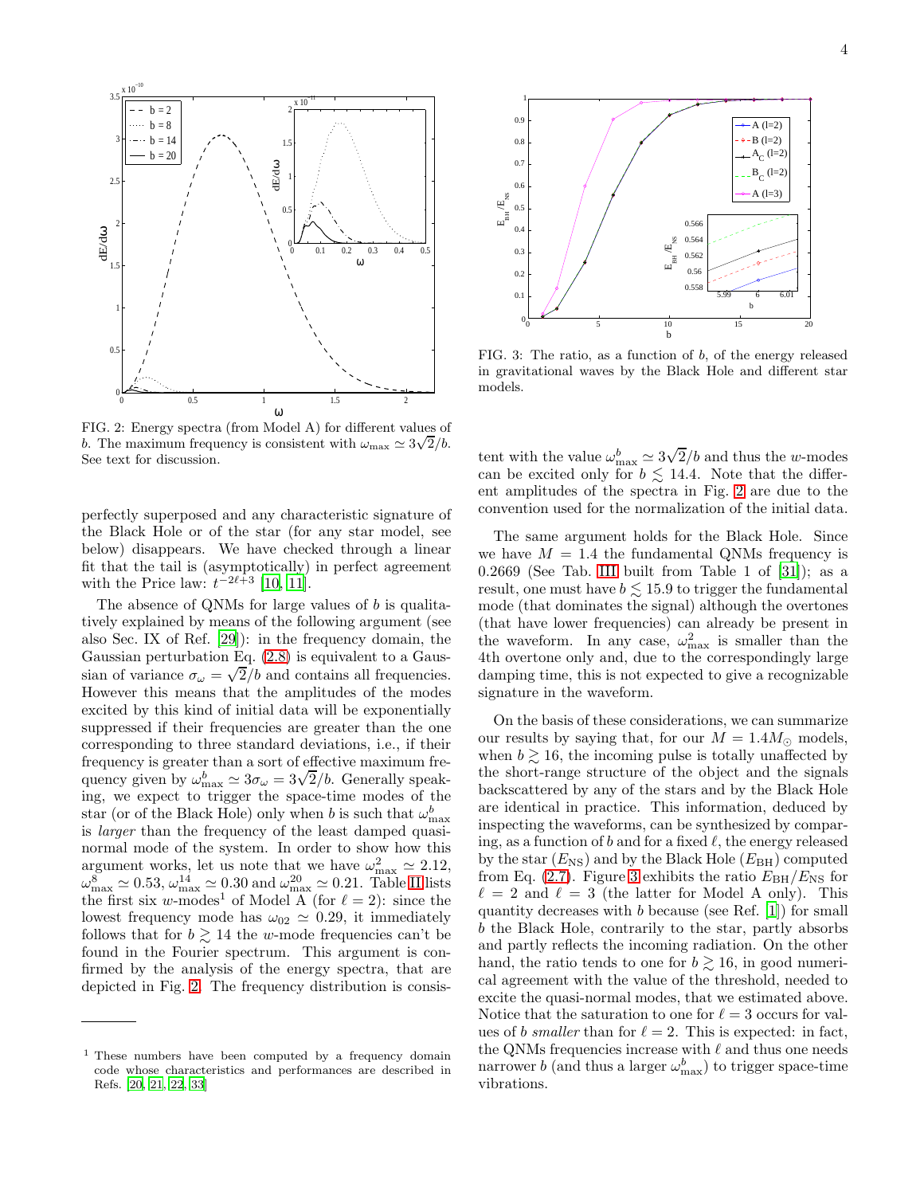FIG. 2: Energy spectra (from Model A) for different values of $b$. The maximum frequency is consistent with $\omega_{\rm max} \simeq 3\sqrt{2}/b$. See text for discussion.

perfectly superposed and any characteristic signature of the Black Hole or of the star (for any star model, see below) disappears. We have checked through a linear fit that the tail is (asymptotically) in perfect agreement with the Price law: $t^{-2\ell+3}$ [10, 11].

The absence of QNMs for large values of $b$ is qualitatively explained by means of the following argument (see also Sec. IX of Ref. [29]): in the frequency domain, the Gaussian perturbation Eq. (2.8) is equivalent to a Gaussian of variance $\sigma_\omega = \sqrt{2}/b$ and contains all frequencies. However this means that the amplitudes of the modes excited by this kind of initial data will be exponentially suppressed if their frequencies are greater than the one corresponding to three standard deviations, i.e., if their frequency is greater than a sort of effective maximum frequency given by $\omega^b_{\rm max} \simeq 3\sigma_\omega = 3\sqrt{2}/b$. Generally speaking, we expect to trigger the space-time modes of the star (or of the Black Hole) only when $b$ is such that $\omega^b_{\rm max}$ is *larger* than the frequency of the least damped quasi-normal mode of the system. In order to show how this argument works, let us note that we have $\omega^2_{\rm max} \simeq 2.12$, $\omega^8_{\rm max} \simeq 0.53$, $\omega^{14}_{\rm max} \simeq 0.30$ and $\omega^{20}_{\rm max} \simeq 0.21$. Table II lists the first six $w$-modes[1] of Model A (for $\ell = 2$): since the lowest frequency mode has $\omega_{02} \simeq 0.29$, it immediately follows that for $b \gtrsim 14$ the $w$-mode frequencies can't be found in the Fourier spectrum. This argument is confirmed by the analysis of the energy spectra, that are depicted in Fig. 2. The frequency distribution is consistent with the value $\omega^b_{\rm max} \simeq 3\sqrt{2}/b$ and thus the $w$-modes can be excited only for $b \lesssim 14.4$. Note that the different amplitudes of the spectra in Fig. 2 are due to the convention used for the normalization of the initial data.

[1] These numbers have been computed by a frequency domain code whose characteristics and performances are described in Refs. [20, 21, 22, 33]

FIG. 3: The ratio, as a function of $b$, of the energy released in gravitational waves by the Black Hole and different star models.

The same argument holds for the Black Hole. Since we have $M = 1.4$ the fundamental QNMs frequency is 0.2669 (See Tab. III built from Table 1 of [31]); as a result, one must have $b \lesssim 15.9$ to trigger the fundamental mode (that dominates the signal) although the overtones (that have lower frequencies) can already be present in the waveform. In any case, $\omega^2_{\rm max}$ is smaller than the 4th overtone only and, due to the correspondingly large damping time, this is not expected to give a recognizable signature in the waveform.

On the basis of these considerations, we can summarize our results by saying that, for our $M = 1.4 M_\odot$ models, when $b \gtrsim 16$, the incoming pulse is totally unaffected by the short-range structure of the object and the signals backscattered by any of the stars and by the Black Hole are identical in practice. This information, deduced by inspecting the waveforms, can be synthesized by comparing, as a function of $b$ and for a fixed $\ell$, the energy released by the star ($E_{\rm NS}$) and by the Black Hole ($E_{\rm BH}$) computed from Eq. (2.7). Figure 3 exhibits the ratio $E_{\rm BH}/E_{\rm NS}$ for $\ell = 2$ and $\ell = 3$ (the latter for Model A only). This quantity decreases with $b$ because (see Ref. [1]) for small $b$ the Black Hole, contrarily to the star, partly absorbs and partly reflects the incoming radiation. On the other hand, the ratio tends to one for $b \gtrsim 16$, in good numerical agreement with the value of the threshold, needed to excite the quasi-normal modes, that we estimated above. Notice that the saturation to one for $\ell = 3$ occurs for values of $b$ *smaller* than for $\ell = 2$. This is expected: in fact, the QNMs frequencies increase with $\ell$ and thus one needs narrower $b$ (and thus a larger $\omega^b_{\rm max}$) to trigger space-time vibrations.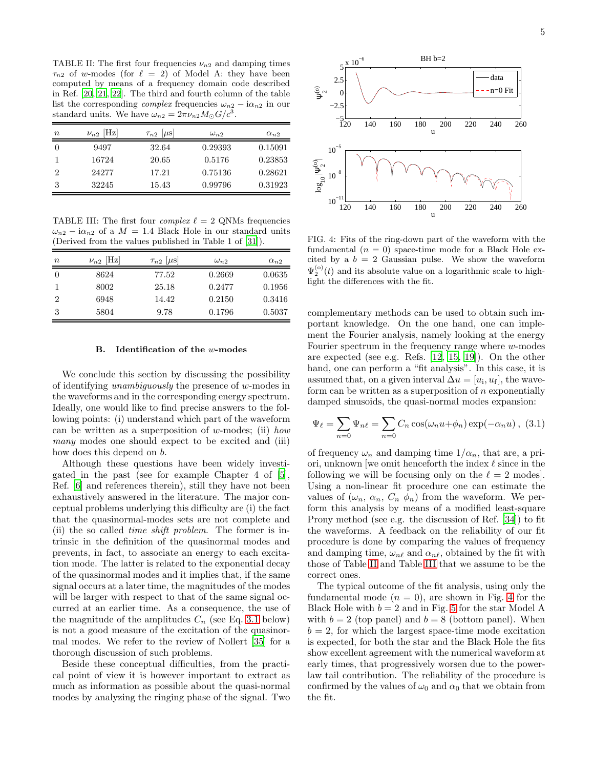TABLE II: The first four frequencies $\nu_{n2}$ and damping times $\tau_{n2}$ of $w$-modes (for $\ell = 2$) of Model A: they have been computed by means of a frequency domain code described in Ref. [20, 21, 22]. The third and fourth column of the table list the corresponding *complex* frequencies $\omega_{n2} - \mathrm{i}\alpha_{n2}$ in our standard units. We have $\omega_{n2} = 2\pi\nu_{n2}M_{\odot}G/c^3$.

| $n$ | $\nu_{n2}$ [Hz] | $\tau_{n2}$ [$\mu$s] | $\omega_{n2}$ | $\alpha_{n2}$ |
|---|---|---|---|---|
| 0 | 9497 | 32.64 | 0.29393 | 0.15091 |
| 1 | 16724 | 20.65 | 0.5176 | 0.23853 |
| 2 | 24277 | 17.21 | 0.75136 | 0.28621 |
| 3 | 32245 | 15.43 | 0.99796 | 0.31923 |

TABLE III: The first four *complex* $\ell = 2$ QNMs frequencies $\omega_{n2} - \mathrm{i}\alpha_{n2}$ of a $M = 1.4$ Black Hole in our standard units (Derived from the values published in Table 1 of [31]).

| $n$ | $\nu_{n2}$ [Hz] | $\tau_{n2}$ [$\mu$s] | $\omega_{n2}$ | $\alpha_{n2}$ |
|---|---|---|---|---|
| 0 | 8624 | 77.52 | 0.2669 | 0.0635 |
| 1 | 8002 | 25.18 | 0.2477 | 0.1956 |
| 2 | 6948 | 14.42 | 0.2150 | 0.3416 |
| 3 | 5804 | 9.78 | 0.1796 | 0.5037 |

### B. Identification of the $w$-modes

We conclude this section by discussing the possibility of identifying *unambiguously* the presence of $w$-modes in the waveforms and in the corresponding energy spectrum. Ideally, one would like to find precise answers to the following points: (i) understand which part of the waveform can be written as a superposition of $w$-modes; (ii) *how many* modes one should expect to be excited and (iii) how does this depend on $b$.

Although these questions have been widely investigated in the past (see for example Chapter 4 of [5], Ref. [6] and references therein), still they have not been exhaustively answered in the literature. The major conceptual problems underlying this difficulty are (i) the fact that the quasinormal-modes sets are not complete and (ii) the so called *time shift problem*. The former is intrinsic in the definition of the quasinormal modes and prevents, in fact, to associate an energy to each excitation mode. The latter is related to the exponential decay of the quasinormal modes and it implies that, if the same signal occurs at a later time, the magnitudes of the modes will be larger with respect to that of the same signal occurred at an earlier time. As a consequence, the use of the magnitude of the amplitudes $C_n$ (see Eq. 3.1 below) is not a good measure of the excitation of the quasinormal modes. We refer to the review of Nollert [35] for a thorough discussion of such problems.

Beside these conceptual difficulties, from the practical point of view it is however important to extract as much as information as possible about the quasi-normal modes by analyzing the ringing phase of the signal. Two complementary methods can be used to obtain such important knowledge. On the one hand, one can implement the Fourier analysis, namely looking at the energy Fourier spectrum in the frequency range where $w$-modes are expected (see e.g. Refs. [12, 15, 19]). On the other hand, one can perform a "fit analysis". In this case, it is assumed that, on a given interval $\Delta u = [u_{\rm i}, u_{\rm f}]$, the waveform can be written as a superposition of $n$ exponentially damped sinusoids, the quasi-normal modes expansion:

$$\Psi_\ell = \sum_{n=0}\Psi_{n\ell} = \sum_{n=0} C_n \cos(\omega_n u + \phi_n)\exp(-\alpha_n u) \, , \quad (3.1)$$

of frequency $\omega_n$ and damping time $1/\alpha_n$, that are, a priori, unknown [we omit henceforth the index $\ell$ since in the following we will be focusing only on the $\ell = 2$ modes]. Using a non-linear fit procedure one can estimate the values of ($\omega_n$, $\alpha_n$, $C_n$ $\phi_n$) from the waveform. We perform this analysis by means of a modified least-square Prony method (see e.g. the discussion of Ref. [34]) to fit the waveforms. A feedback on the reliability of our fit procedure is done by comparing the values of frequency and damping time, $\omega_{n\ell}$ and $\alpha_{n\ell}$, obtained by the fit with those of Table II and Table III that we assume to be the correct ones.

FIG. 4: Fits of the ring-down part of the waveform with the fundamental ($n = 0$) space-time mode for a Black Hole excited by a $b = 2$ Gaussian pulse. We show the waveform $\Psi_2^{(\rm o)}(t)$ and its absolute value on a logarithmic scale to highlight the differences with the fit.

The typical outcome of the fit analysis, using only the fundamental mode ($n = 0$), are shown in Fig. 4 for the Black Hole with $b = 2$ and in Fig. 5 for the star Model A with $b = 2$ (top panel) and $b = 8$ (bottom panel). When $b = 2$, for which the largest space-time mode excitation is expected, for both the star and the Black Hole the fits show excellent agreement with the numerical waveform at early times, that progressively worsen due to the power-law tail contribution. The reliability of the procedure is confirmed by the values of $\omega_0$ and $\alpha_0$ that we obtain from the fit.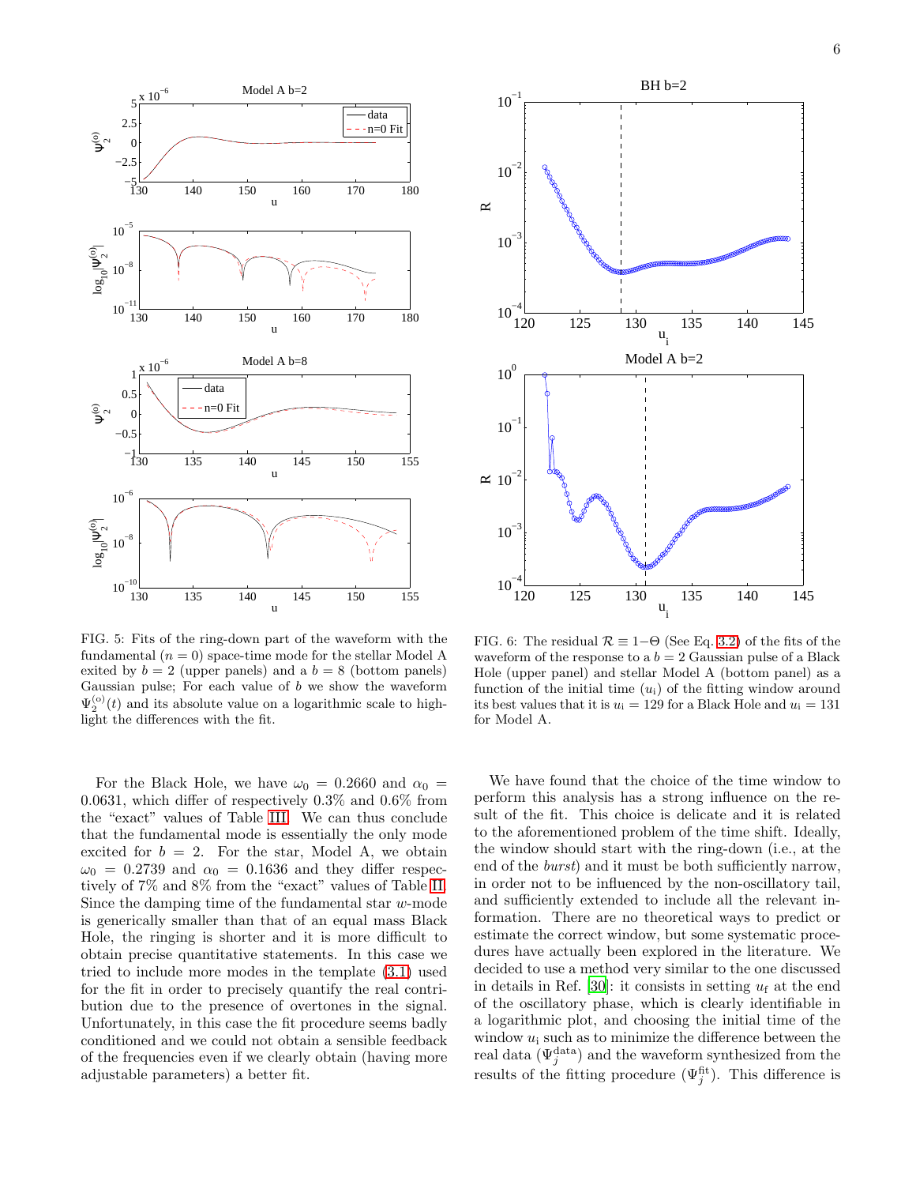FIG. 5: Fits of the ring-down part of the waveform with the fundamental ($n = 0$) space-time mode for the stellar Model A exited by $b = 2$ (upper panels) and a $b = 8$ (bottom panels) Gaussian pulse; For each value of $b$ we show the waveform $\Psi_2^{(o)}(t)$ and its absolute value on a logarithmic scale to highlight the differences with the fit.

FIG. 6: The residual $\mathcal{R} \equiv 1-\Theta$ (See Eq. 3.2) of the fits of the waveform of the response to a $b = 2$ Gaussian pulse of a Black Hole (upper panel) and stellar Model A (bottom panel) as a function of the initial time ($u_{\rm i}$) of the fitting window around its best values that it is $u_{\rm i} = 129$ for a Black Hole and $u_{\rm i} = 131$ for Model A.

For the Black Hole, we have $\omega_0 = 0.2660$ and $\alpha_0 = 0.0631$, which differ of respectively 0.3% and 0.6% from the "exact" values of Table III. We can thus conclude that the fundamental mode is essentially the only mode excited for $b = 2$. For the star, Model A, we obtain $\omega_0 = 0.2739$ and $\alpha_0 = 0.1636$ and they differ respectively of 7% and 8% from the "exact" values of Table II. Since the damping time of the fundamental star $w$-mode is generically smaller than that of an equal mass Black Hole, the ringing is shorter and it is more difficult to obtain precise quantitative statements. In this case we tried to include more modes in the template (3.1) used for the fit in order to precisely quantify the real contribution due to the presence of overtones in the signal. Unfortunately, in this case the fit procedure seems badly conditioned and we could not obtain a sensible feedback of the frequencies even if we clearly obtain (having more adjustable parameters) a better fit.

We have found that the choice of the time window to perform this analysis has a strong influence on the result of the fit. This choice is delicate and it is related to the aforementioned problem of the time shift. Ideally, the window should start with the ring-down (i.e., at the end of the *burst*) and it must be both sufficiently narrow, in order not to be influenced by the non-oscillatory tail, and sufficiently extended to include all the relevant information. There are no theoretical ways to predict or estimate the correct window, but some systematic procedures have actually been explored in the literature. We decided to use a method very similar to the one discussed in details in Ref. [30]: it consists in setting $u_{\rm f}$ at the end of the oscillatory phase, which is clearly identifiable in a logarithmic plot, and choosing the initial time of the window $u_{\rm i}$ such as to minimize the difference between the real data ($\Psi_j^{\rm data}$) and the waveform synthesized from the results of the fitting procedure ($\Psi_j^{\rm fit}$). This difference is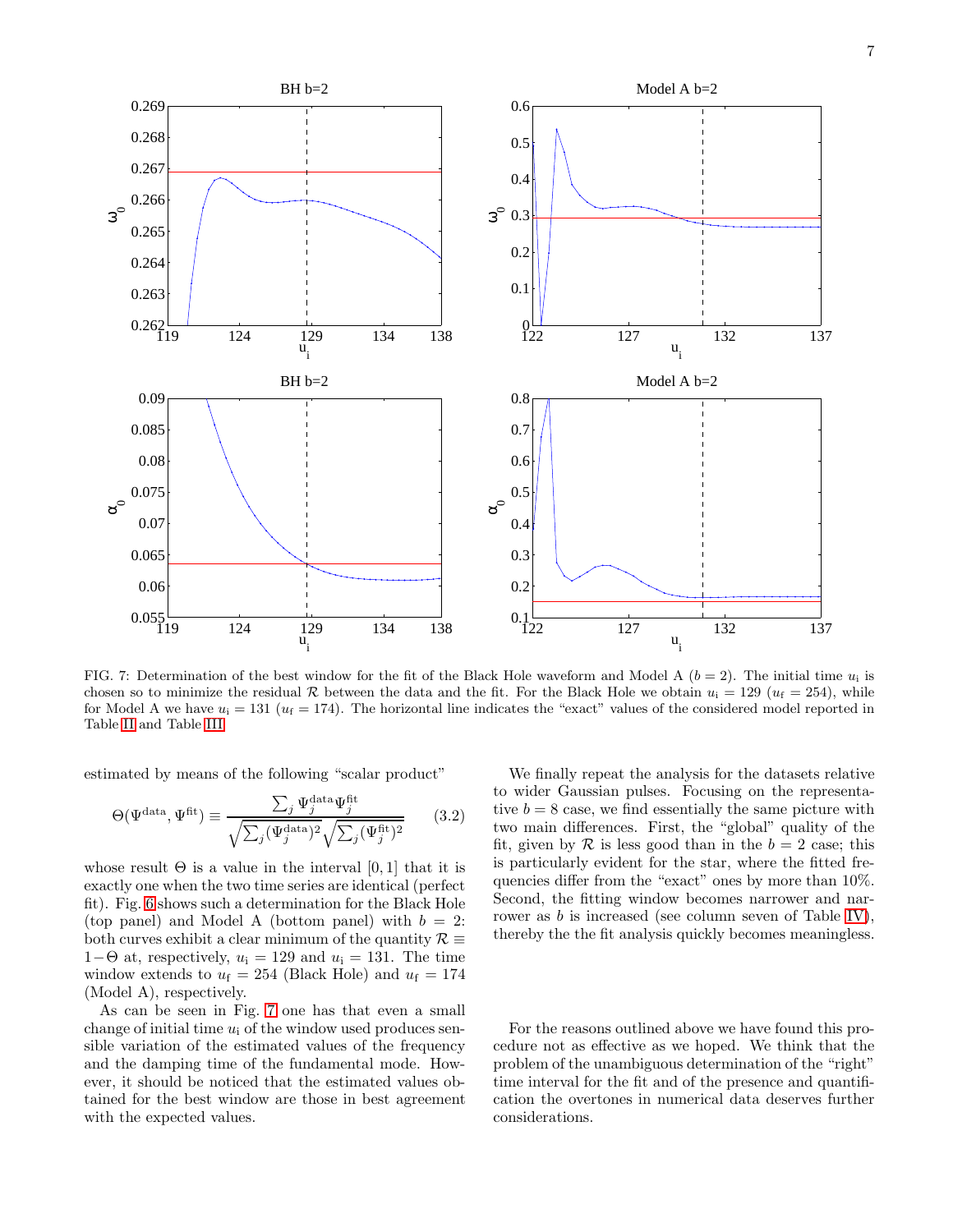FIG. 7: Determination of the best window for the fit of the Black Hole waveform and Model A ($b = 2$). The initial time $u_i$ is chosen so to minimize the residual $\mathcal{R}$ between the data and the fit. For the Black Hole we obtain $u_i = 129$ ($u_f = 254$), while for Model A we have $u_i = 131$ ($u_f = 174$). The horizontal line indicates the "exact" values of the considered model reported in Table II and Table III.

estimated by means of the following "scalar product"

$$\Theta(\Psi^{\rm data}, \Psi^{\rm fit}) \equiv \frac{\sum_j \Psi_j^{\rm data}\Psi_j^{\rm fit}}{\sqrt{\sum_j (\Psi_j^{\rm data})^2}\sqrt{\sum_j (\Psi_j^{\rm fit})^2}} \qquad (3.2)$$

whose result $\Theta$ is a value in the interval $[0,1]$ that it is exactly one when the two time series are identical (perfect fit). Fig. 6 shows such a determination for the Black Hole (top panel) and Model A (bottom panel) with $b = 2$: both curves exhibit a clear minimum of the quantity $\mathcal{R} \equiv 1-\Theta$ at, respectively, $u_i = 129$ and $u_i = 131$. The time window extends to $u_f = 254$ (Black Hole) and $u_f = 174$ (Model A), respectively.

As can be seen in Fig. 7 one has that even a small change of initial time $u_i$ of the window used produces sensible variation of the estimated values of the frequency and the damping time of the fundamental mode. However, it should be noticed that the estimated values obtained for the best window are those in best agreement with the expected values.

We finally repeat the analysis for the datasets relative to wider Gaussian pulses. Focusing on the representative $b = 8$ case, we find essentially the same picture with two main differences. First, the "global" quality of the fit, given by $\mathcal{R}$ is less good than in the $b = 2$ case; this is particularly evident for the star, where the fitted frequencies differ from the "exact" ones by more than 10%. Second, the fitting window becomes narrower and narrower as $b$ is increased (see column seven of Table IV), thereby the the fit analysis quickly becomes meaningless.

For the reasons outlined above we have found this procedure not as effective as we hoped. We think that the problem of the unambiguous determination of the "right" time interval for the fit and of the presence and quantification the overtones in numerical data deserves further considerations.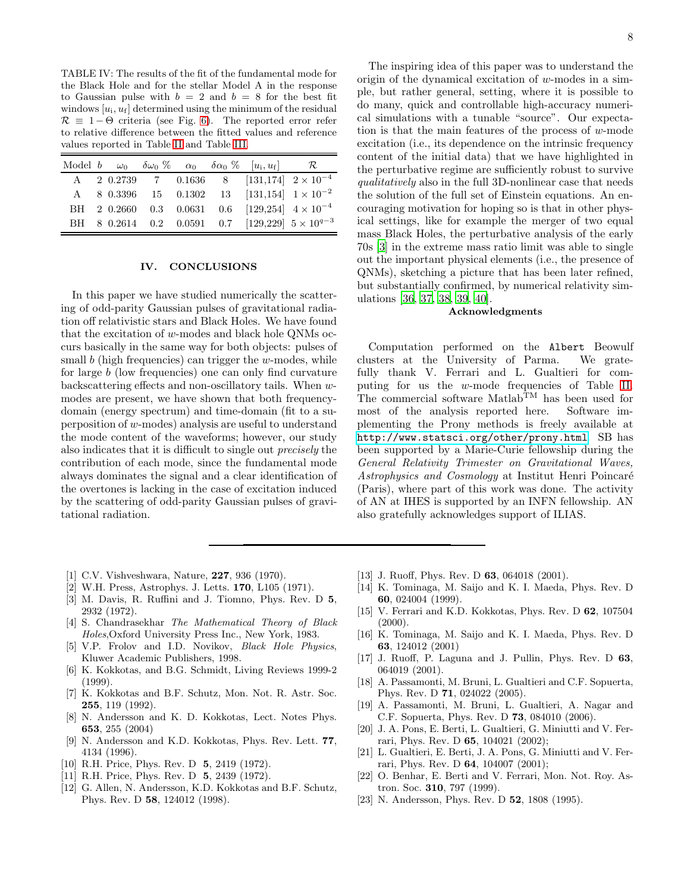TABLE IV: The results of the fit of the fundamental mode for the Black Hole and for the stellar Model A in the response to Gaussian pulse with $b = 2$ and $b = 8$ for the best fit windows $[u_{\rm i}, u_{\rm f}]$ determined using the minimum of the residual $\mathcal{R} \equiv 1 - \Theta$ criteria (see Fig. 6). The reported error refer to relative difference between the fitted values and reference values reported in Table II and Table III.

| Model | $b$ | $\omega_0$ | $\delta\omega_0$ % | $\alpha_0$ | $\delta\alpha_0$ % | $[u_{\rm i}, u_{\rm f}]$ | $\mathcal{R}$ |
|---|---|---|---|---|---|---|---|
| A | 2 | 0.2739 | 7 | 0.1636 | 8 | [131,174] | $2 \times 10^{-4}$ |
| A | 8 | 0.3396 | 15 | 0.1302 | 13 | [131,154] | $1 \times 10^{-2}$ |
| BH | 2 | 0.2660 | 0.3 | 0.0631 | 0.6 | [129,254] | $4 \times 10^{-4}$ |
| BH | 8 | 0.2614 | 0.2 | 0.0591 | 0.7 | [129,229] | $5 \times 10^{q-3}$ |

## IV. CONCLUSIONS

In this paper we have studied numerically the scattering of odd-parity Gaussian pulses of gravitational radiation off relativistic stars and Black Holes. We have found that the excitation of $w$-modes and black hole QNMs occurs basically in the same way for both objects: pulses of small $b$ (high frequencies) can trigger the $w$-modes, while for large $b$ (low frequencies) one can only find curvature backscattering effects and non-oscillatory tails. When $w$-modes are present, we have shown that both frequency-domain (energy spectrum) and time-domain (fit to a superposition of $w$-modes) analysis are useful to understand the mode content of the waveforms; however, our study also indicates that it is difficult to single out *precisely* the contribution of each mode, since the fundamental mode always dominates the signal and a clear identification of the overtones is lacking in the case of excitation induced by the scattering of odd-parity Gaussian pulses of gravitational radiation.

The inspiring idea of this paper was to understand the origin of the dynamical excitation of $w$-modes in a simple, but rather general, setting, where it is possible to do many, quick and controllable high-accuracy numerical simulations with a tunable "source". Our expectation is that the main features of the process of $w$-mode excitation (i.e., its dependence on the intrinsic frequency content of the initial data) that we have highlighted in the perturbative regime are sufficiently robust to survive *qualitatively* also in the full 3D-nonlinear case that needs the solution of the full set of Einstein equations. An encouraging motivation for hoping so is that in other physical settings, like for example the merger of two equal mass Black Holes, the perturbative analysis of the early 70s [3] in the extreme mass ratio limit was able to single out the important physical elements (i.e., the presence of QNMs), sketching a picture that has been later refined, but substantially confirmed, by numerical relativity simulations [36, 37, 38, 39, 40].

### Acknowledgments

Computation performed on the `Albert` Beowulf clusters at the University of Parma. We gratefully thank V. Ferrari and L. Gualtieri for computing for us the $w$-mode frequencies of Table II. The commercial software Matlab$^{\rm TM}$ has been used for most of the analysis reported here. Software implementing the Prony methods is freely available at `http://www.statsci.org/other/prony.html`. SB has been supported by a Marie-Curie fellowship during the *General Relativity Trimester on Gravitational Waves, Astrophysics and Cosmology* at Institut Henri Poincaré (Paris), where part of this work was done. The activity of AN at IHES is supported by an INFN fellowship. AN also gratefully acknowledges support of ILIAS.

---

[1] C.V. Vishveshwara, Nature, **227**, 936 (1970).
[2] W.H. Press, Astrophys. J. Letts. **170**, L105 (1971).
[3] M. Davis, R. Ruffini and J. Tiomno, Phys. Rev. D **5**, 2932 (1972).
[4] S. Chandrasekhar *The Mathematical Theory of Black Holes*,Oxford University Press Inc., New York, 1983.
[5] V.P. Frolov and I.D. Novikov, *Black Hole Physics*, Kluwer Academic Publishers, 1998.
[6] K. Kokkotas, and B.G. Schmidt, Living Reviews 1999-2 (1999).
[7] K. Kokkotas and B.F. Schutz, Mon. Not. R. Astr. Soc. **255**, 119 (1992).
[8] N. Andersson and K. D. Kokkotas, Lect. Notes Phys. **653**, 255 (2004)
[9] N. Andersson and K.D. Kokkotas, Phys. Rev. Lett. **77**, 4134 (1996).
[10] R.H. Price, Phys. Rev. D **5**, 2419 (1972).
[11] R.H. Price, Phys. Rev. D **5**, 2439 (1972).
[12] G. Allen, N. Andersson, K.D. Kokkotas and B.F. Schutz, Phys. Rev. D **58**, 124012 (1998).
[13] J. Ruoff, Phys. Rev. D **63**, 064018 (2001).
[14] K. Tominaga, M. Saijo and K. I. Maeda, Phys. Rev. D **60**, 024004 (1999).
[15] V. Ferrari and K.D. Kokkotas, Phys. Rev. D **62**, 107504 (2000).
[16] K. Tominaga, M. Saijo and K. I. Maeda, Phys. Rev. D **63**, 124012 (2001)
[17] J. Ruoff, P. Laguna and J. Pullin, Phys. Rev. D **63**, 064019 (2001).
[18] A. Passamonti, M. Bruni, L. Gualtieri and C.F. Sopuerta, Phys. Rev. D **71**, 024022 (2005).
[19] A. Passamonti, M. Bruni, L. Gualtieri, A. Nagar and C.F. Sopuerta, Phys. Rev. D **73**, 084010 (2006).
[20] J. A. Pons, E. Berti, L. Gualtieri, G. Miniutti and V. Ferrari, Phys. Rev. D **65**, 104021 (2002);
[21] L. Gualtieri, E. Berti, J. A. Pons, G. Miniutti and V. Ferrari, Phys. Rev. D **64**, 104007 (2001);
[22] O. Benhar, E. Berti and V. Ferrari, Mon. Not. Roy. Astron. Soc. **310**, 797 (1999).
[23] N. Andersson, Phys. Rev. D **52**, 1808 (1995).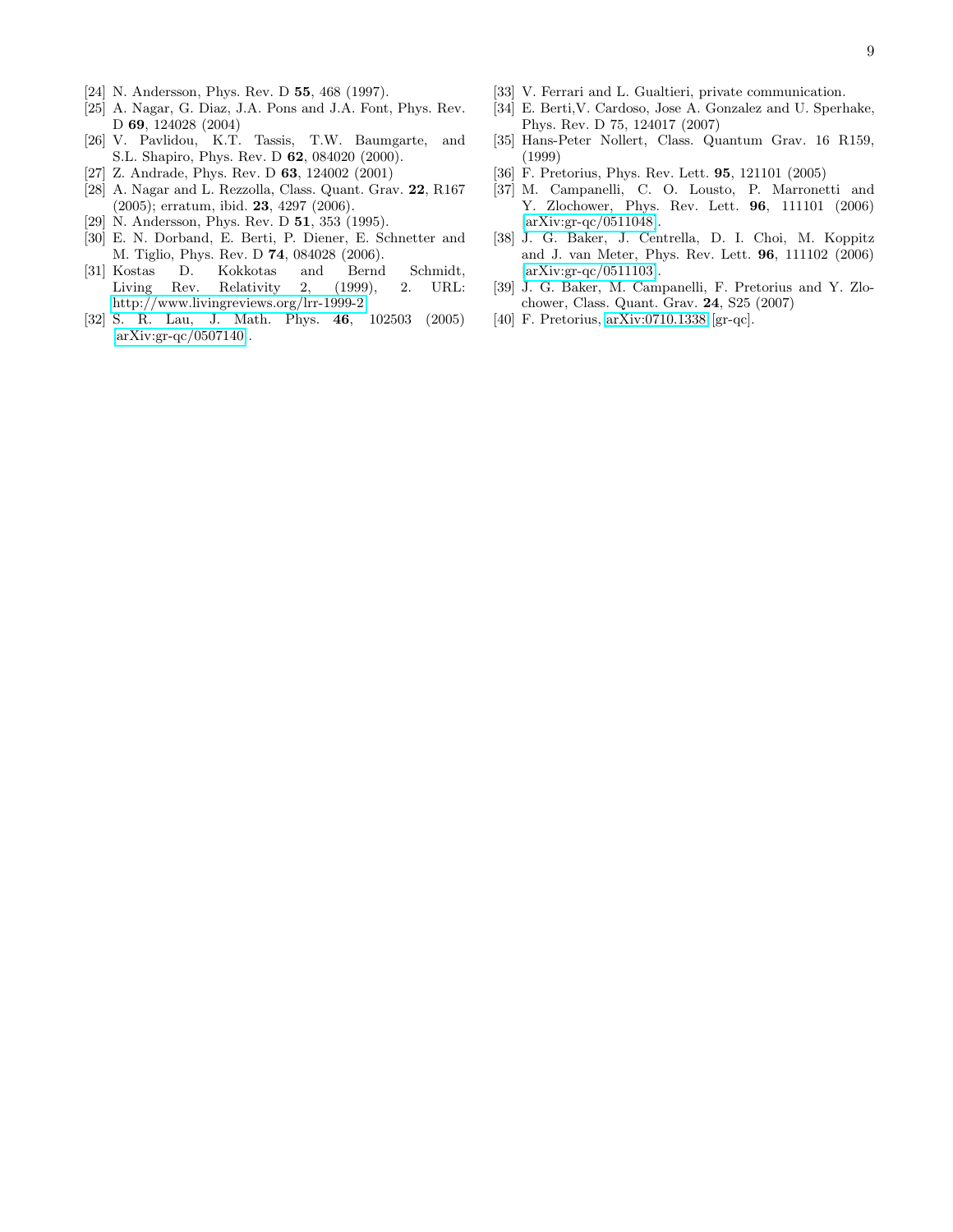[24] N. Andersson, Phys. Rev. D **55**, 468 (1997).

[25] A. Nagar, G. Diaz, J.A. Pons and J.A. Font, Phys. Rev. D **69**, 124028 (2004)

[26] V. Pavlidou, K.T. Tassis, T.W. Baumgarte, and S.L. Shapiro, Phys. Rev. D **62**, 084020 (2000).

[27] Z. Andrade, Phys. Rev. D **63**, 124002 (2001)

[28] A. Nagar and L. Rezzolla, Class. Quant. Grav. **22**, R167 (2005); erratum, ibid. **23**, 4297 (2006).

[29] N. Andersson, Phys. Rev. D **51**, 353 (1995).

[30] E. N. Dorband, E. Berti, P. Diener, E. Schnetter and M. Tiglio, Phys. Rev. D **74**, 084028 (2006).

[31] Kostas D. Kokkotas and Bernd Schmidt, Living Rev. Relativity 2, (1999), 2. URL: http://www.livingreviews.org/lrr-1999-2

[32] S. R. Lau, J. Math. Phys. **46**, 102503 (2005) arXiv:gr-qc/0507140 .

[33] V. Ferrari and L. Gualtieri, private communication.

[34] E. Berti,V. Cardoso, Jose A. Gonzalez and U. Sperhake, Phys. Rev. D 75, 124017 (2007)

[35] Hans-Peter Nollert, Class. Quantum Grav. 16 R159, (1999)

[36] F. Pretorius, Phys. Rev. Lett. **95**, 121101 (2005)

[37] M. Campanelli, C. O. Lousto, P. Marronetti and Y. Zlochower, Phys. Rev. Lett. **96**, 111101 (2006) arXiv:gr-qc/0511048 .

[38] J. G. Baker, J. Centrella, D. I. Choi, M. Koppitz and J. van Meter, Phys. Rev. Lett. **96**, 111102 (2006) arXiv:gr-qc/0511103 .

[39] J. G. Baker, M. Campanelli, F. Pretorius and Y. Zlochower, Class. Quant. Grav. **24**, S25 (2007)

[40] F. Pretorius, arXiv:0710.1338 [gr-qc].